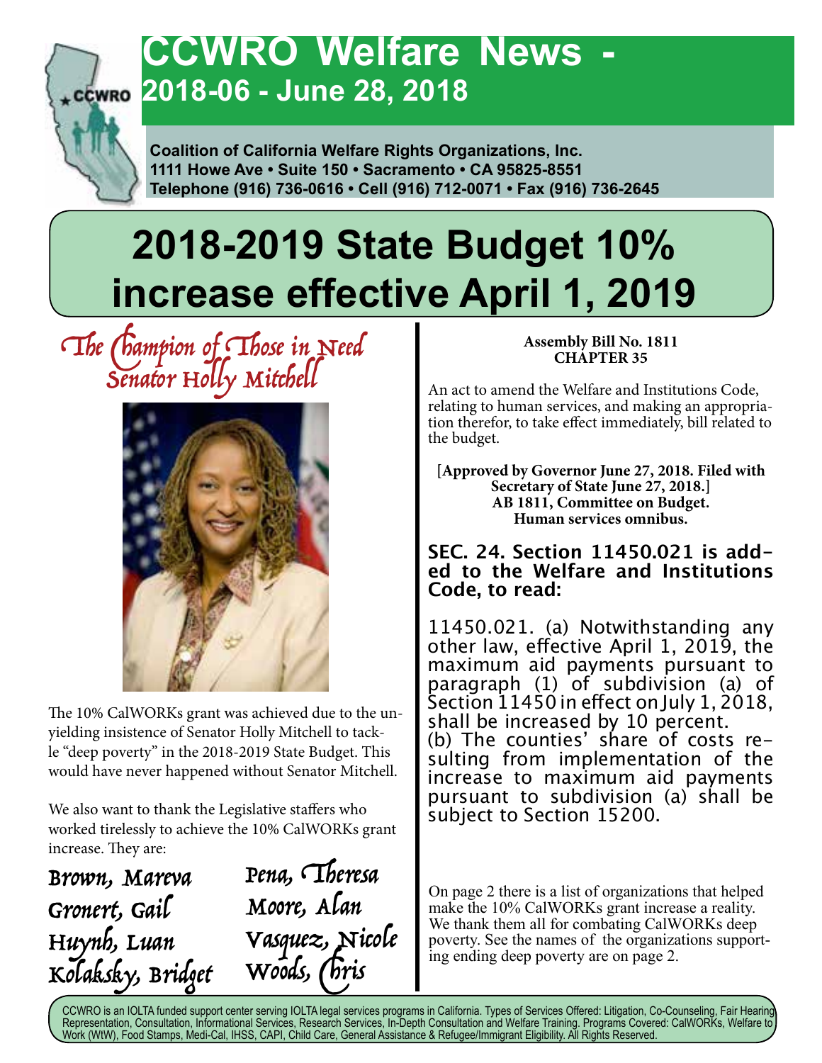# CCWRO Welfare News - 2018-06 - June 28, 2018

**Coalition of California Welfare Rights Organizations, Inc.**
**1111 Howe Ave • Suite 150 • Sacramento • CA 95825-8551**
**Telephone (916) 736-0616 • Cell (916) 712-0071 • Fax (916) 736-2645**

# 2018-2019 State Budget 10% increase effective April 1, 2019

## *The Champion of Those in Need Senator Holly Mitchell*

The 10% CalWORKs grant was achieved due to the unyielding insistence of Senator Holly Mitchell to tackle "deep poverty" in the 2018-2019 State Budget. This would have never happened without Senator Mitchell.

We also want to thank the Legislative staffers who worked tirelessly to achieve the 10% CalWORKs grant increase. They are:

*Brown, Mareva*
*Gronert, Gail*
*Huynh, Luan*
*Kolaksky, Bridget*
*Pena, Theresa*
*Moore, Alan*
*Vasquez, Nicole*
*Woods, Chris*

**Assembly Bill No. 1811**
**CHAPTER 35**

An act to amend the Welfare and Institutions Code, relating to human services, and making an appropriation therefor, to take effect immediately, bill related to the budget.

**[Approved by Governor June 27, 2018. Filed with Secretary of State June 27, 2018.]**
**AB 1811, Committee on Budget.**
**Human services omnibus.**

**SEC. 24. Section 11450.021 is added to the Welfare and Institutions Code, to read:**

11450.021. (a) Notwithstanding any other law, effective April 1, 2019, the maximum aid payments pursuant to paragraph (1) of subdivision (a) of Section 11450 in effect on July 1, 2018, shall be increased by 10 percent.
(b) The counties' share of costs resulting from implementation of the increase to maximum aid payments pursuant to subdivision (a) shall be subject to Section 15200.

On page 2 there is a list of organizations that helped make the 10% CalWORKs grant increase a reality. We thank them all for combating CalWORKs deep poverty. See the names of the organizations supporting ending deep poverty are on page 2.

CCWRO is an IOLTA funded support center serving IOLTA legal services programs in California. Types of Services Offered: Litigation, Co-Counseling, Fair Hearing Representation, Consultation, Informational Services, Research Services, In-Depth Consultation and Welfare Training. Programs Covered: CalWORKs, Welfare to Work (WtW), Food Stamps, Medi-Cal, IHSS, CAPI, Child Care, General Assistance & Refugee/Immigrant Eligibility. All Rights Reserved.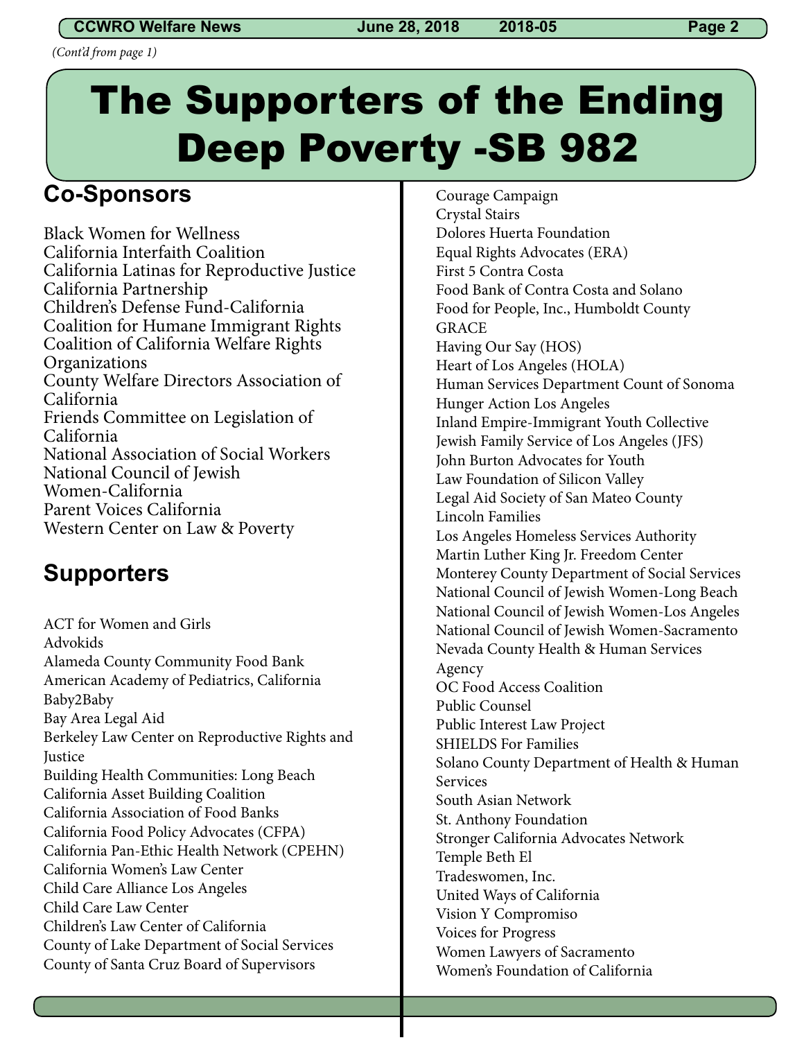*(Cont'd from page 1)*

# The Supporters of the Ending Deep Poverty -SB 982

## Co-Sponsors

Black Women for Wellness
California Interfaith Coalition
California Latinas for Reproductive Justice
California Partnership
Children's Defense Fund-California
Coalition for Humane Immigrant Rights
Coalition of California Welfare Rights Organizations
County Welfare Directors Association of California
Friends Committee on Legislation of California
National Association of Social Workers
National Council of Jewish Women-California
Parent Voices California
Western Center on Law & Poverty

## Supporters

ACT for Women and Girls
Advokids
Alameda County Community Food Bank
American Academy of Pediatrics, California
Baby2Baby
Bay Area Legal Aid
Berkeley Law Center on Reproductive Rights and Justice
Building Health Communities: Long Beach
California Asset Building Coalition
California Association of Food Banks
California Food Policy Advocates (CFPA)
California Pan-Ethic Health Network (CPEHN)
California Women's Law Center
Child Care Alliance Los Angeles
Child Care Law Center
Children's Law Center of California
County of Lake Department of Social Services
County of Santa Cruz Board of Supervisors
Courage Campaign
Crystal Stairs
Dolores Huerta Foundation
Equal Rights Advocates (ERA)
First 5 Contra Costa
Food Bank of Contra Costa and Solano
Food for People, Inc., Humboldt County
GRACE
Having Our Say (HOS)
Heart of Los Angeles (HOLA)
Human Services Department Count of Sonoma
Hunger Action Los Angeles
Inland Empire-Immigrant Youth Collective
Jewish Family Service of Los Angeles (JFS)
John Burton Advocates for Youth
Law Foundation of Silicon Valley
Legal Aid Society of San Mateo County
Lincoln Families
Los Angeles Homeless Services Authority
Martin Luther King Jr. Freedom Center
Monterey County Department of Social Services
National Council of Jewish Women-Long Beach
National Council of Jewish Women-Los Angeles
National Council of Jewish Women-Sacramento
Nevada County Health & Human Services Agency
OC Food Access Coalition
Public Counsel
Public Interest Law Project
SHIELDS For Families
Solano County Department of Health & Human Services
South Asian Network
St. Anthony Foundation
Stronger California Advocates Network
Temple Beth El
Tradeswomen, Inc.
United Ways of California
Vision Y Compromiso
Voices for Progress
Women Lawyers of Sacramento
Women's Foundation of California